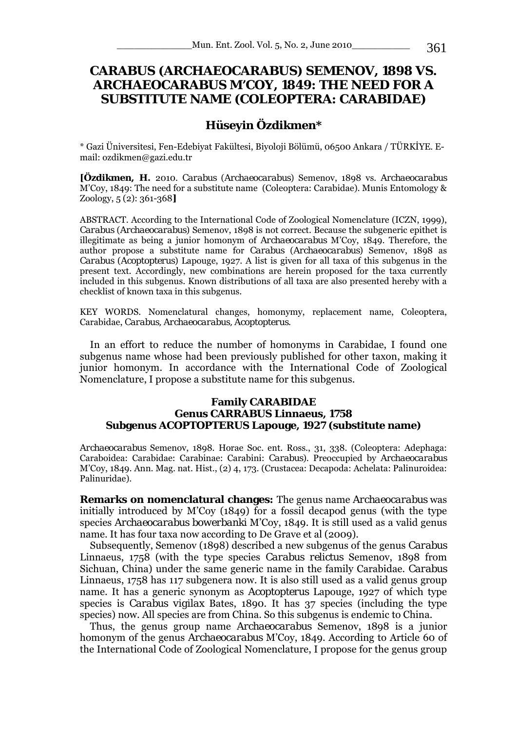# CARABUS (ARCHAEOCARABUS) SEMENOV, 1898 VS. ARCHAEOCARABUS M'COY, 1849: THE NEED FOR A SUBSTITUTE NAME (COLEOPTERA: CARABIDAE)

## Hüseyin Özdikmen*

\* Gazi Üniversitesi, Fen-Edebiyat Fakültesi, Biyoloji Bölümü, 06500 Ankara / TÜRKİYE. E-mail: ozdikmen@gazi.edu.tr

**[Özdikmen, H.** 2010. *Carabus* (*Archaeocarabus*) Semenov, 1898 vs. *Archaeocarabus* M'Coy, 1849: The need for a substitute name (Coleoptera: Carabidae). Munis Entomology & Zoology, 5 (2): 361-368**]**

ABSTRACT. According to the International Code of Zoological Nomenclature (ICZN, 1999), *Carabus* (*Archaeocarabus*) Semenov, 1898 is not correct. Because the subgeneric epithet is illegitimate as being a junior homonym of *Archaeocarabus* M'Coy, 1849. Therefore, the author propose a substitute name for *Carabus* (*Archaeocarabus*) Semenov, 1898 as *Carabus* (*Acoptopterus*) Lapouge, 1927. A list is given for all taxa of this subgenus in the present text. Accordingly, new combinations are herein proposed for the taxa currently included in this subgenus. Known distributions of all taxa are also presented hereby with a checklist of known taxa in this subgenus.

KEY WORDS. Nomenclatural changes, homonymy, replacement name, Coleoptera, Carabidae, *Carabus*, *Archaeocarabus*, *Acoptopterus*.

In an effort to reduce the number of homonyms in Carabidae, I found one subgenus name whose had been previously published for other taxon, making it junior homonym. In accordance with the International Code of Zoological Nomenclature, I propose a substitute name for this subgenus.

### Family CARABIDAE
### Genus CARRABUS Linnaeus, 1758
### Subgenus ACOPTOPTERUS Lapouge, 1927 (substitute name)

*Archaeocarabus* Semenov, 1898. Horae Soc. ent. Ross., 31, 338. (Coleoptera: Adephaga: Caraboidea: Carabidae: Carabinae: Carabini: *Carabus*). Preoccupied by *Archaeocarabus* M'Coy, 1849. Ann. Mag. nat. Hist., (2) 4, 173. (Crustacea: Decapoda: Achelata: Palinuroidea: Palinuridae).

**Remarks on nomenclatural changes:** The genus name *Archaeocarabus* was initially introduced by M'Coy (1849) for a fossil decapod genus (with the type species *Archaeocarabus bowerbanki* M'Coy, 1849. It is still used as a valid genus name. It has four taxa now according to De Grave et al (2009).

Subsequently, Semenov (1898) described a new subgenus of the genus *Carabus* Linnaeus, 1758 (with the type species *Carabus relictus* Semenov, 1898 from Sichuan, China) under the same generic name in the family Carabidae. *Carabus* Linnaeus, 1758 has 117 subgenera now. It is also still used as a valid genus group name. It has a generic synonym as *Acoptopterus* Lapouge, 1927 of which type species is *Carabus vigilax* Bates, 1890. It has 37 species (including the type species) now. All species are from China. So this subgenus is endemic to China.

Thus, the genus group name *Archaeocarabus* Semenov, 1898 is a junior homonym of the genus *Archaeocarabus* M'Coy, 1849. According to Article 60 of the International Code of Zoological Nomenclature, I propose for the genus group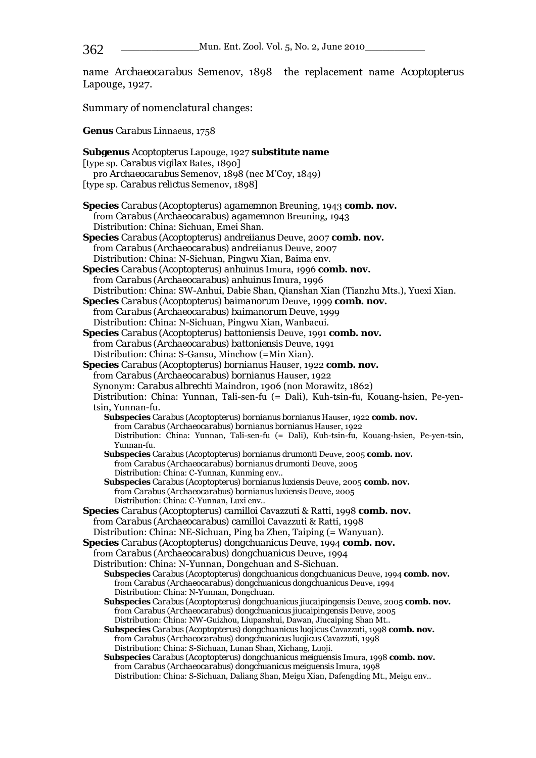name Archaeocarabus Semenov, 1898 the replacement name Acoptopterus Lapouge, 1927.

Summary of nomenclatural changes:

**Genus** Carabus Linnaeus, 1758

**Subgenus** Acoptopterus Lapouge, 1927 **substitute name**
[type sp. Carabus vigilax Bates, 1890]
pro Archaeocarabus Semenov, 1898 (nec M'Coy, 1849)
[type sp. Carabus relictus Semenov, 1898]

**Species** Carabus (Acoptopterus) agamemnon Breuning, 1943 **comb. nov.**
from Carabus (Archaeocarabus) agamemnon Breuning, 1943
Distribution: China: Sichuan, Emei Shan.

**Species** Carabus (Acoptopterus) andreiianus Deuve, 2007 **comb. nov.**
from Carabus (Archaeocarabus) andreiianus Deuve, 2007
Distribution: China: N-Sichuan, Pingwu Xian, Baima env.

**Species** Carabus (Acoptopterus) anhuinus Imura, 1996 **comb. nov.**
from Carabus (Archaeocarabus) anhuinus Imura, 1996
Distribution: China: SW-Anhui, Dabie Shan, Qianshan Xian (Tianzhu Mts.), Yuexi Xian.

**Species** Carabus (Acoptopterus) baimanorum Deuve, 1999 **comb. nov.**
from Carabus (Archaeocarabus) baimanorum Deuve, 1999
Distribution: China: N-Sichuan, Pingwu Xian, Wanbacui.

**Species** Carabus (Acoptopterus) battoniensis Deuve, 1991 **comb. nov.**
from Carabus (Archaeocarabus) battoniensis Deuve, 1991
Distribution: China: S-Gansu, Minchow (=Min Xian).

**Species** Carabus (Acoptopterus) bornianus Hauser, 1922 **comb. nov.**
from Carabus (Archaeocarabus) bornianus Hauser, 1922
Synonym: Carabus albrechti Maindron, 1906 (non Morawitz, 1862)
Distribution: China: Yunnan, Tali-sen-fu (= Dali), Kuh-tsin-fu, Kouang-hsien, Pe-yen-tsin, Yunnan-fu.

- **Subspecies** Carabus (Acoptopterus) bornianus bornianus Hauser, 1922 **comb. nov.**
  from Carabus (Archaeocarabus) bornianus bornianus Hauser, 1922
  Distribution: China: Yunnan, Tali-sen-fu (= Dali), Kuh-tsin-fu, Kouang-hsien, Pe-yen-tsin, Yunnan-fu.
- **Subspecies** Carabus (Acoptopterus) bornianus drumonti Deuve, 2005 **comb. nov.**
  from Carabus (Archaeocarabus) bornianus drumonti Deuve, 2005
  Distribution: China: C-Yunnan, Kunming env..
- **Subspecies** Carabus (Acoptopterus) bornianus luxiensis Deuve, 2005 **comb. nov.**
  from Carabus (Archaeocarabus) bornianus luxiensis Deuve, 2005
  Distribution: China: C-Yunnan, Luxi env..

**Species** Carabus (Acoptopterus) camilloi Cavazzuti & Ratti, 1998 **comb. nov.**
from Carabus (Archaeocarabus) camilloi Cavazzuti & Ratti, 1998
Distribution: China: NE-Sichuan, Ping ba Zhen, Taiping (= Wanyuan).

**Species** Carabus (Acoptopterus) dongchuanicus Deuve, 1994 **comb. nov.**
from Carabus (Archaeocarabus) dongchuanicus Deuve, 1994
Distribution: China: N-Yunnan, Dongchuan and S-Sichuan.

- **Subspecies** Carabus (Acoptopterus) dongchuanicus dongchuanicus Deuve, 1994 **comb. nov.**
  from Carabus (Archaeocarabus) dongchuanicus dongchuanicus Deuve, 1994
  Distribution: China: N-Yunnan, Dongchuan.
- **Subspecies** Carabus (Acoptopterus) dongchuanicus jiucaipingensis Deuve, 2005 **comb. nov.**
  from Carabus (Archaeocarabus) dongchuanicus jiucaipingensis Deuve, 2005
  Distribution: China: NW-Guizhou, Liupanshui, Dawan, Jiucaiping Shan Mt..
- **Subspecies** Carabus (Acoptopterus) dongchuanicus luojicus Cavazzuti, 1998 **comb. nov.**
  from Carabus (Archaeocarabus) dongchuanicus luojicus Cavazzuti, 1998
  Distribution: China: S-Sichuan, Lunan Shan, Xichang, Luoji.
- **Subspecies** Carabus (Acoptopterus) dongchuanicus meiguensis Imura, 1998 **comb. nov.**
  from Carabus (Archaeocarabus) dongchuanicus meiguensis Imura, 1998
  Distribution: China: S-Sichuan, Daliang Shan, Meigu Xian, Dafengding Mt., Meigu env..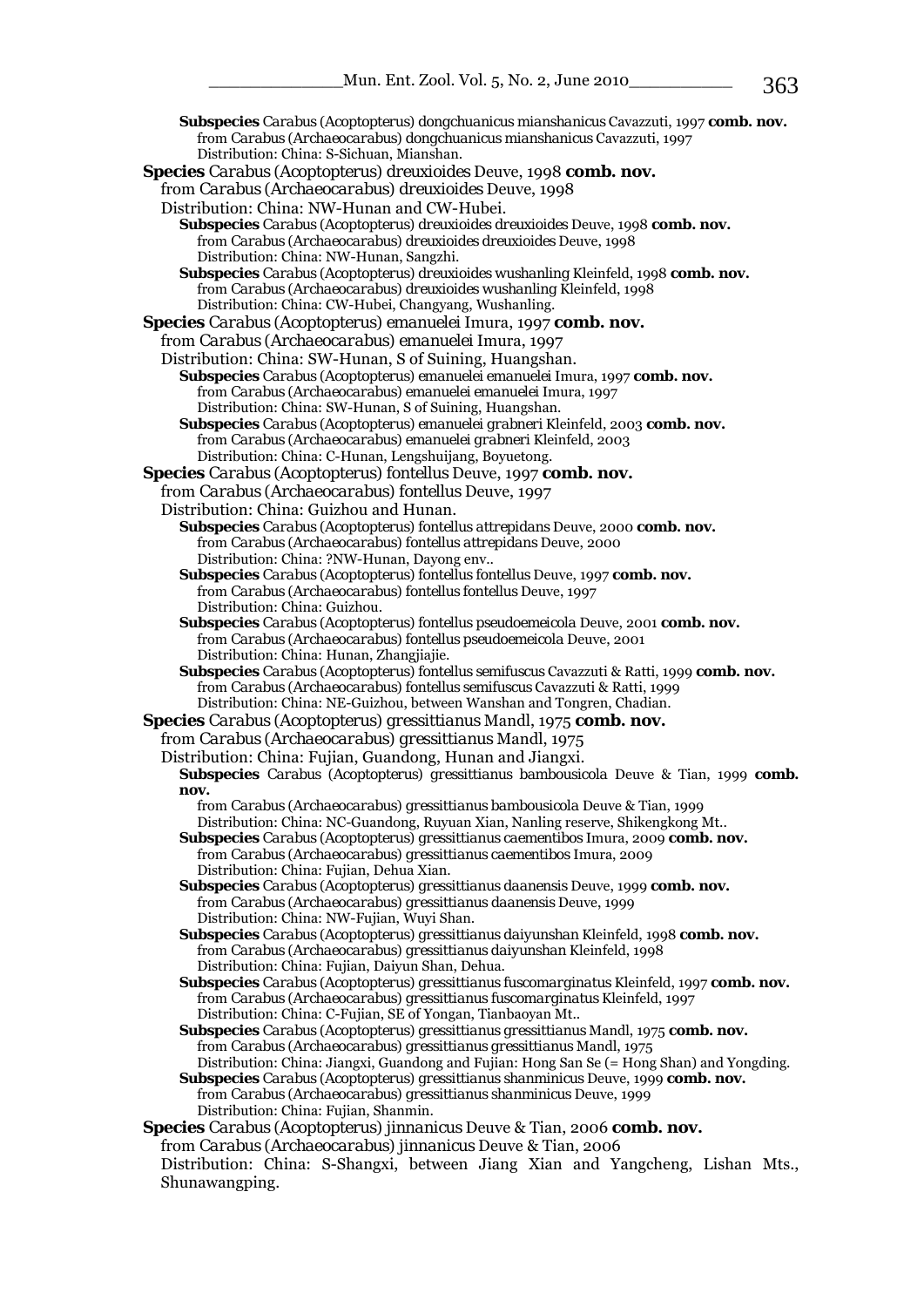**Subspecies** Carabus (Acoptopterus) dongchuanicus mianshanicus Cavazzuti, 1997 **comb. nov.**
from Carabus (Archaeocarabus) dongchuanicus mianshanicus Cavazzuti, 1997
Distribution: China: S-Sichuan, Mianshan.

**Species** Carabus (Acoptopterus) dreuxioides Deuve, 1998 **comb. nov.**
from Carabus (Archaeocarabus) dreuxioides Deuve, 1998
Distribution: China: NW-Hunan and CW-Hubei.

**Subspecies** Carabus (Acoptopterus) dreuxioides dreuxioides Deuve, 1998 **comb. nov.**
from Carabus (Archaeocarabus) dreuxioides dreuxioides Deuve, 1998
Distribution: China: NW-Hunan, Sangzhi.

**Subspecies** Carabus (Acoptopterus) dreuxioides wushanling Kleinfeld, 1998 **comb. nov.**
from Carabus (Archaeocarabus) dreuxioides wushanling Kleinfeld, 1998
Distribution: China: CW-Hubei, Changyang, Wushanling.

**Species** Carabus (Acoptopterus) emanuelei Imura, 1997 **comb. nov.**
from Carabus (Archaeocarabus) emanuelei Imura, 1997
Distribution: China: SW-Hunan, S of Suining, Huangshan.

**Subspecies** Carabus (Acoptopterus) emanuelei emanuelei Imura, 1997 **comb. nov.**
from Carabus (Archaeocarabus) emanuelei emanuelei Imura, 1997
Distribution: China: SW-Hunan, S of Suining, Huangshan.

**Subspecies** Carabus (Acoptopterus) emanuelei grabneri Kleinfeld, 2003 **comb. nov.**
from Carabus (Archaeocarabus) emanuelei grabneri Kleinfeld, 2003
Distribution: China: C-Hunan, Lengshuijang, Boyuetong.

**Species** Carabus (Acoptopterus) fontellus Deuve, 1997 **comb. nov.**
from Carabus (Archaeocarabus) fontellus Deuve, 1997
Distribution: China: Guizhou and Hunan.

**Subspecies** Carabus (Acoptopterus) fontellus attrepidans Deuve, 2000 **comb. nov.**
from Carabus (Archaeocarabus) fontellus attrepidans Deuve, 2000
Distribution: China: ?NW-Hunan, Dayong env..

**Subspecies** Carabus (Acoptopterus) fontellus fontellus Deuve, 1997 **comb. nov.**
from Carabus (Archaeocarabus) fontellus fontellus Deuve, 1997
Distribution: China: Guizhou.

**Subspecies** Carabus (Acoptopterus) fontellus pseudoemeicola Deuve, 2001 **comb. nov.**
from Carabus (Archaeocarabus) fontellus pseudoemeicola Deuve, 2001
Distribution: China: Hunan, Zhangjiajie.

**Subspecies** Carabus (Acoptopterus) fontellus semifuscus Cavazzuti & Ratti, 1999 **comb. nov.**
from Carabus (Archaeocarabus) fontellus semifuscus Cavazzuti & Ratti, 1999
Distribution: China: NE-Guizhou, between Wanshan and Tongren, Chadian.

**Species** Carabus (Acoptopterus) gressittianus Mandl, 1975 **comb. nov.**
from Carabus (Archaeocarabus) gressittianus Mandl, 1975
Distribution: China: Fujian, Guandong, Hunan and Jiangxi.

**Subspecies** Carabus (Acoptopterus) gressittianus bambousicola Deuve & Tian, 1999 **comb. nov.**
from Carabus (Archaeocarabus) gressittianus bambousicola Deuve & Tian, 1999
Distribution: China: NC-Guandong, Ruyuan Xian, Nanling reserve, Shikengkong Mt..

**Subspecies** Carabus (Acoptopterus) gressittianus caementibos Imura, 2009 **comb. nov.**
from Carabus (Archaeocarabus) gressittianus caementibos Imura, 2009
Distribution: China: Fujian, Dehua Xian.

**Subspecies** Carabus (Acoptopterus) gressittianus daanensis Deuve, 1999 **comb. nov.**
from Carabus (Archaeocarabus) gressittianus daanensis Deuve, 1999
Distribution: China: NW-Fujian, Wuyi Shan.

**Subspecies** Carabus (Acoptopterus) gressittianus daiyunshan Kleinfeld, 1998 **comb. nov.**
from Carabus (Archaeocarabus) gressittianus daiyunshan Kleinfeld, 1998
Distribution: China: Fujian, Daiyun Shan, Dehua.

**Subspecies** Carabus (Acoptopterus) gressittianus fuscomarginatus Kleinfeld, 1997 **comb. nov.**
from Carabus (Archaeocarabus) gressittianus fuscomarginatus Kleinfeld, 1997
Distribution: China: C-Fujian, SE of Yongan, Tianbaoyan Mt..

**Subspecies** Carabus (Acoptopterus) gressittianus gressittianus Mandl, 1975 **comb. nov.**
from Carabus (Archaeocarabus) gressittianus gressittianus Mandl, 1975
Distribution: China: Jiangxi, Guandong and Fujian: Hong San Se (= Hong Shan) and Yongding.

**Subspecies** Carabus (Acoptopterus) gressittianus shanminicus Deuve, 1999 **comb. nov.**
from Carabus (Archaeocarabus) gressittianus shanminicus Deuve, 1999
Distribution: China: Fujian, Shanmin.

**Species** Carabus (Acoptopterus) jinnanicus Deuve & Tian, 2006 **comb. nov.**
from Carabus (Archaeocarabus) jinnanicus Deuve & Tian, 2006
Distribution: China: S-Shangxi, between Jiang Xian and Yangcheng, Lishan Mts., Shunawangping.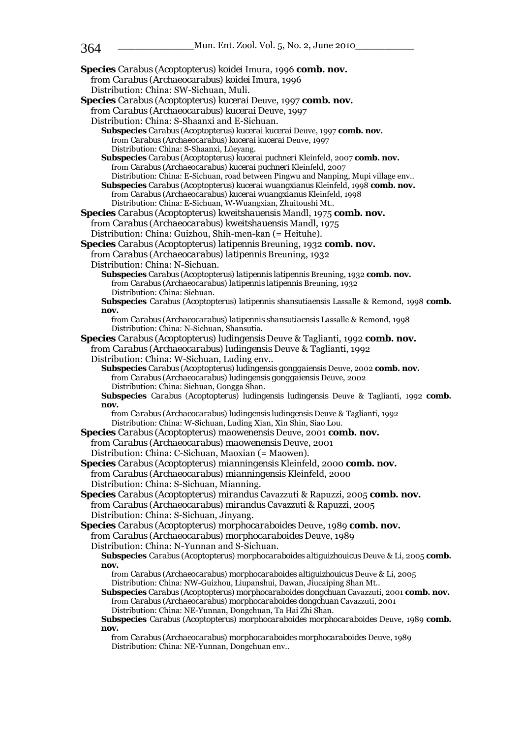**Species** Carabus (Acoptopterus) koidei Imura, 1996 **comb. nov.**
from Carabus (Archaeocarabus) koidei Imura, 1996
Distribution: China: SW-Sichuan, Muli.

**Species** Carabus (Acoptopterus) kucerai Deuve, 1997 **comb. nov.**
from Carabus (Archaeocarabus) kucerai Deuve, 1997
Distribution: China: S-Shaanxi and E-Sichuan.

**Subspecies** Carabus (Acoptopterus) kucerai kucerai Deuve, 1997 **comb. nov.**
from Carabus (Archaeocarabus) kucerai kucerai Deuve, 1997
Distribution: China: S-Shaanxi, Lüeyang.

**Subspecies** Carabus (Acoptopterus) kucerai puchneri Kleinfeld, 2007 **comb. nov.**
from Carabus (Archaeocarabus) kucerai puchneri Kleinfeld, 2007
Distribution: China: E-Sichuan, road between Pingwu and Nanping, Mupi village env..

**Subspecies** Carabus (Acoptopterus) kucerai wuangxianus Kleinfeld, 1998 **comb. nov.**
from Carabus (Archaeocarabus) kucerai wuangxianus Kleinfeld, 1998
Distribution: China: E-Sichuan, W-Wuangxian, Zhuitoushi Mt..

**Species** Carabus (Acoptopterus) kweitshauensis Mandl, 1975 **comb. nov.**
from Carabus (Archaeocarabus) kweitshauensis Mandl, 1975
Distribution: China: Guizhou, Shih-men-kan (= Heituhe).

**Species** Carabus (Acoptopterus) latipennis Breuning, 1932 **comb. nov.**
from Carabus (Archaeocarabus) latipennis Breuning, 1932
Distribution: China: N-Sichuan.

**Subspecies** Carabus (Acoptopterus) latipennis latipennis Breuning, 1932 **comb. nov.**
from Carabus (Archaeocarabus) latipennis latipennis Breuning, 1932
Distribution: China: Sichuan.

**Subspecies** Carabus (Acoptopterus) latipennis shansutiaensis Lassalle & Remond, 1998 **comb. nov.**
from Carabus (Archaeocarabus) latipennis shansutiaensis Lassalle & Remond, 1998
Distribution: China: N-Sichuan, Shansutia.

**Species** Carabus (Acoptopterus) ludingensis Deuve & Taglianti, 1992 **comb. nov.**
from Carabus (Archaeocarabus) ludingensis Deuve & Taglianti, 1992
Distribution: China: W-Sichuan, Luding env..

**Subspecies** Carabus (Acoptopterus) ludingensis gonggaiensis Deuve, 2002 **comb. nov.**
from Carabus (Archaeocarabus) ludingensis gonggaiensis Deuve, 2002
Distribution: China: Sichuan, Gongga Shan.

**Subspecies** Carabus (Acoptopterus) ludingensis ludingensis Deuve & Taglianti, 1992 **comb. nov.**
from Carabus (Archaeocarabus) ludingensis ludingensis Deuve & Taglianti, 1992
Distribution: China: W-Sichuan, Luding Xian, Xin Shin, Siao Lou.

**Species** Carabus (Acoptopterus) maowenensis Deuve, 2001 **comb. nov.**
from Carabus (Archaeocarabus) maowenensis Deuve, 2001
Distribution: China: C-Sichuan, Maoxian (= Maowen).

**Species** Carabus (Acoptopterus) mianningensis Kleinfeld, 2000 **comb. nov.**
from Carabus (Archaeocarabus) mianningensis Kleinfeld, 2000
Distribution: China: S-Sichuan, Mianning.

**Species** Carabus (Acoptopterus) mirandus Cavazzuti & Rapuzzi, 2005 **comb. nov.**
from Carabus (Archaeocarabus) mirandus Cavazzuti & Rapuzzi, 2005
Distribution: China: S-Sichuan, Jinyang.

**Species** Carabus (Acoptopterus) morphocaraboides Deuve, 1989 **comb. nov.**
from Carabus (Archaeocarabus) morphocaraboides Deuve, 1989
Distribution: China: N-Yunnan and S-Sichuan.

**Subspecies** Carabus (Acoptopterus) morphocaraboides altiguizhouicus Deuve & Li, 2005 **comb. nov.**
from Carabus (Archaeocarabus) morphocaraboides altiguizhouicus Deuve & Li, 2005
Distribution: China: NW-Guizhou, Liupanshui, Dawan, Jiucaiping Shan Mt..

**Subspecies** Carabus (Acoptopterus) morphocaraboides dongchuan Cavazzuti, 2001 **comb. nov.**
from Carabus (Archaeocarabus) morphocaraboides dongchuan Cavazzuti, 2001
Distribution: China: NE-Yunnan, Dongchuan, Ta Hai Zhi Shan.

**Subspecies** Carabus (Acoptopterus) morphocaraboides morphocaraboides Deuve, 1989 **comb. nov.**
from Carabus (Archaeocarabus) morphocaraboides morphocaraboides Deuve, 1989
Distribution: China: NE-Yunnan, Dongchuan env..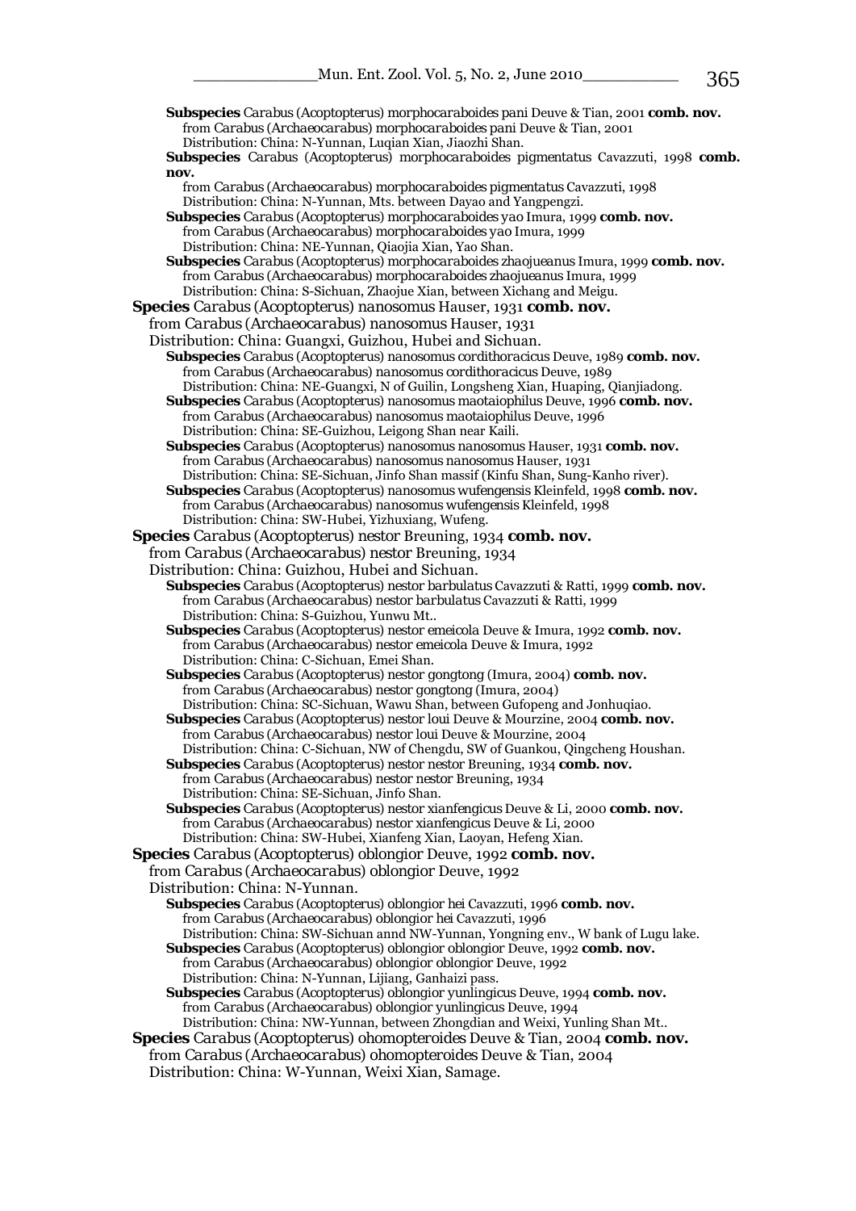**Subspecies** Carabus (Acoptopterus) morphocaraboides pani Deuve & Tian, 2001 **comb. nov.**
from Carabus (Archaeocarabus) morphocaraboides pani Deuve & Tian, 2001
Distribution: China: N-Yunnan, Luqian Xian, Jiaozhi Shan.

**Subspecies** Carabus (Acoptopterus) morphocaraboides pigmentatus Cavazzuti, 1998 **comb. nov.**
from Carabus (Archaeocarabus) morphocaraboides pigmentatus Cavazzuti, 1998
Distribution: China: N-Yunnan, Mts. between Dayao and Yangpengzi.

**Subspecies** Carabus (Acoptopterus) morphocaraboides yao Imura, 1999 **comb. nov.**
from Carabus (Archaeocarabus) morphocaraboides yao Imura, 1999
Distribution: China: NE-Yunnan, Qiaojia Xian, Yao Shan.

**Subspecies** Carabus (Acoptopterus) morphocaraboides zhaojueanus Imura, 1999 **comb. nov.**
from Carabus (Archaeocarabus) morphocaraboides zhaojueanus Imura, 1999
Distribution: China: S-Sichuan, Zhaojue Xian, between Xichang and Meigu.

**Species** Carabus (Acoptopterus) nanosomus Hauser, 1931 **comb. nov.**
from Carabus (Archaeocarabus) nanosomus Hauser, 1931
Distribution: China: Guangxi, Guizhou, Hubei and Sichuan.

**Subspecies** Carabus (Acoptopterus) nanosomus cordithoracicus Deuve, 1989 **comb. nov.**
from Carabus (Archaeocarabus) nanosomus cordithoracicus Deuve, 1989
Distribution: China: NE-Guangxi, N of Guilin, Longsheng Xian, Huaping, Qianjiadong.

**Subspecies** Carabus (Acoptopterus) nanosomus maotaiophilus Deuve, 1996 **comb. nov.**
from Carabus (Archaeocarabus) nanosomus maotaiophilus Deuve, 1996
Distribution: China: SE-Guizhou, Leigong Shan near Kaili.

**Subspecies** Carabus (Acoptopterus) nanosomus nanosomus Hauser, 1931 **comb. nov.**
from Carabus (Archaeocarabus) nanosomus nanosomus Hauser, 1931
Distribution: China: SE-Sichuan, Jinfo Shan massif (Kinfu Shan, Sung-Kanho river).

**Subspecies** Carabus (Acoptopterus) nanosomus wufengensis Kleinfeld, 1998 **comb. nov.**
from Carabus (Archaeocarabus) nanosomus wufengensis Kleinfeld, 1998
Distribution: China: SW-Hubei, Yizhuxiang, Wufeng.

**Species** Carabus (Acoptopterus) nestor Breuning, 1934 **comb. nov.**
from Carabus (Archaeocarabus) nestor Breuning, 1934
Distribution: China: Guizhou, Hubei and Sichuan.

**Subspecies** Carabus (Acoptopterus) nestor barbulatus Cavazzuti & Ratti, 1999 **comb. nov.**
from Carabus (Archaeocarabus) nestor barbulatus Cavazzuti & Ratti, 1999
Distribution: China: S-Guizhou, Yunwu Mt..

**Subspecies** Carabus (Acoptopterus) nestor emeicola Deuve & Imura, 1992 **comb. nov.**
from Carabus (Archaeocarabus) nestor emeicola Deuve & Imura, 1992
Distribution: China: C-Sichuan, Emei Shan.

**Subspecies** Carabus (Acoptopterus) nestor gongtong (Imura, 2004) **comb. nov.**
from Carabus (Archaeocarabus) nestor gongtong (Imura, 2004)
Distribution: China: SC-Sichuan, Wawu Shan, between Gufopeng and Jonhuqiao.

**Subspecies** Carabus (Acoptopterus) nestor loui Deuve & Mourzine, 2004 **comb. nov.**
from Carabus (Archaeocarabus) nestor loui Deuve & Mourzine, 2004
Distribution: China: C-Sichuan, NW of Chengdu, SW of Guankou, Qingcheng Houshan.

**Subspecies** Carabus (Acoptopterus) nestor nestor Breuning, 1934 **comb. nov.**
from Carabus (Archaeocarabus) nestor nestor Breuning, 1934
Distribution: China: SE-Sichuan, Jinfo Shan.

**Subspecies** Carabus (Acoptopterus) nestor xianfengicus Deuve & Li, 2000 **comb. nov.**
from Carabus (Archaeocarabus) nestor xianfengicus Deuve & Li, 2000
Distribution: China: SW-Hubei, Xianfeng Xian, Laoyan, Hefeng Xian.

**Species** Carabus (Acoptopterus) oblongior Deuve, 1992 **comb. nov.**
from Carabus (Archaeocarabus) oblongior Deuve, 1992
Distribution: China: N-Yunnan.

**Subspecies** Carabus (Acoptopterus) oblongior hei Cavazzuti, 1996 **comb. nov.**
from Carabus (Archaeocarabus) oblongior hei Cavazzuti, 1996
Distribution: China: SW-Sichuan annd NW-Yunnan, Yongning env., W bank of Lugu lake.

**Subspecies** Carabus (Acoptopterus) oblongior oblongior Deuve, 1992 **comb. nov.**
from Carabus (Archaeocarabus) oblongior oblongior Deuve, 1992
Distribution: China: N-Yunnan, Lijiang, Ganhaizi pass.

**Subspecies** Carabus (Acoptopterus) oblongior yunlingicus Deuve, 1994 **comb. nov.**
from Carabus (Archaeocarabus) oblongior yunlingicus Deuve, 1994
Distribution: China: NW-Yunnan, between Zhongdian and Weixi, Yunling Shan Mt..

**Species** Carabus (Acoptopterus) ohomopteroides Deuve & Tian, 2004 **comb. nov.**
from Carabus (Archaeocarabus) ohomopteroides Deuve & Tian, 2004
Distribution: China: W-Yunnan, Weixi Xian, Samage.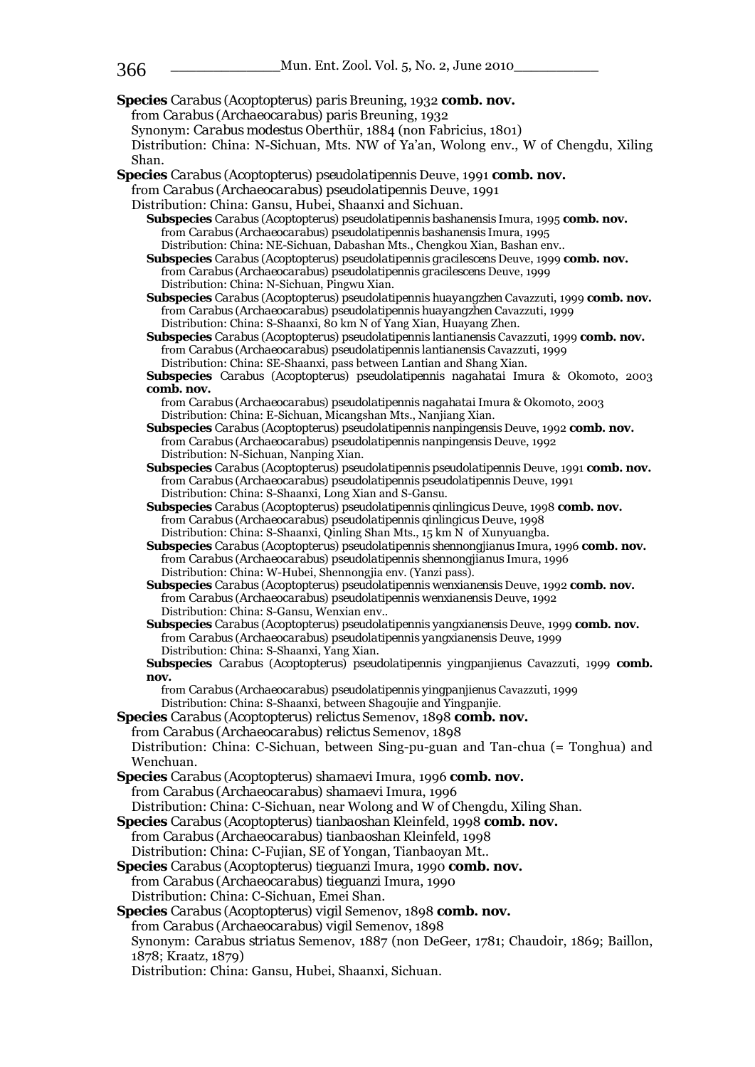**Species** Carabus (Acoptopterus) paris Breuning, 1932 **comb. nov.**
from Carabus (Archaeocarabus) paris Breuning, 1932
Synonym: Carabus modestus Oberthür, 1884 (non Fabricius, 1801)
Distribution: China: N-Sichuan, Mts. NW of Ya'an, Wolong env., W of Chengdu, Xiling Shan.

**Species** Carabus (Acoptopterus) pseudolatipennis Deuve, 1991 **comb. nov.**
from Carabus (Archaeocarabus) pseudolatipennis Deuve, 1991
Distribution: China: Gansu, Hubei, Shaanxi and Sichuan.

**Subspecies** Carabus (Acoptopterus) pseudolatipennis bashanensis Imura, 1995 **comb. nov.**
from Carabus (Archaeocarabus) pseudolatipennis bashanensis Imura, 1995
Distribution: China: NE-Sichuan, Dabashan Mts., Chengkou Xian, Bashan env..

**Subspecies** Carabus (Acoptopterus) pseudolatipennis gracilescens Deuve, 1999 **comb. nov.**
from Carabus (Archaeocarabus) pseudolatipennis gracilescens Deuve, 1999
Distribution: China: N-Sichuan, Pingwu Xian.

**Subspecies** Carabus (Acoptopterus) pseudolatipennis huayangzhen Cavazzuti, 1999 **comb. nov.**
from Carabus (Archaeocarabus) pseudolatipennis huayangzhen Cavazzuti, 1999
Distribution: China: S-Shaanxi, 80 km N of Yang Xian, Huayang Zhen.

**Subspecies** Carabus (Acoptopterus) pseudolatipennis lantianensis Cavazzuti, 1999 **comb. nov.**
from Carabus (Archaeocarabus) pseudolatipennis lantianensis Cavazzuti, 1999
Distribution: China: SE-Shaanxi, pass between Lantian and Shang Xian.

**Subspecies** Carabus (Acoptopterus) pseudolatipennis nagahatai Imura & Okomoto, 2003 **comb. nov.**
from Carabus (Archaeocarabus) pseudolatipennis nagahatai Imura & Okomoto, 2003
Distribution: China: E-Sichuan, Micangshan Mts., Nanjiang Xian.

**Subspecies** Carabus (Acoptopterus) pseudolatipennis nanpingensis Deuve, 1992 **comb. nov.**
from Carabus (Archaeocarabus) pseudolatipennis nanpingensis Deuve, 1992
Distribution: N-Sichuan, Nanping Xian.

**Subspecies** Carabus (Acoptopterus) pseudolatipennis pseudolatipennis Deuve, 1991 **comb. nov.**
from Carabus (Archaeocarabus) pseudolatipennis pseudolatipennis Deuve, 1991
Distribution: China: S-Shaanxi, Long Xian and S-Gansu.

**Subspecies** Carabus (Acoptopterus) pseudolatipennis qinlingicus Deuve, 1998 **comb. nov.**
from Carabus (Archaeocarabus) pseudolatipennis qinlingicus Deuve, 1998
Distribution: China: S-Shaanxi, Qinling Shan Mts., 15 km N of Xunyuangba.

**Subspecies** Carabus (Acoptopterus) pseudolatipennis shennongjianus Imura, 1996 **comb. nov.**
from Carabus (Archaeocarabus) pseudolatipennis shennongjianus Imura, 1996
Distribution: China: W-Hubei, Shennongjia env. (Yanzi pass).

**Subspecies** Carabus (Acoptopterus) pseudolatipennis wenxianensis Deuve, 1992 **comb. nov.**
from Carabus (Archaeocarabus) pseudolatipennis wenxianensis Deuve, 1992
Distribution: China: S-Gansu, Wenxian env..

**Subspecies** Carabus (Acoptopterus) pseudolatipennis yangxianensis Deuve, 1999 **comb. nov.**
from Carabus (Archaeocarabus) pseudolatipennis yangxianensis Deuve, 1999
Distribution: China: S-Shaanxi, Yang Xian.

**Subspecies** Carabus (Acoptopterus) pseudolatipennis yingpanjienus Cavazzuti, 1999 **comb. nov.**
from Carabus (Archaeocarabus) pseudolatipennis yingpanjienus Cavazzuti, 1999
Distribution: China: S-Shaanxi, between Shagoujie and Yingpanjie.

**Species** Carabus (Acoptopterus) relictus Semenov, 1898 **comb. nov.**
from Carabus (Archaeocarabus) relictus Semenov, 1898
Distribution: China: C-Sichuan, between Sing-pu-guan and Tan-chua (= Tonghua) and Wenchuan.

**Species** Carabus (Acoptopterus) shamaevi Imura, 1996 **comb. nov.**
from Carabus (Archaeocarabus) shamaevi Imura, 1996
Distribution: China: C-Sichuan, near Wolong and W of Chengdu, Xiling Shan.

**Species** Carabus (Acoptopterus) tianbaoshan Kleinfeld, 1998 **comb. nov.**
from Carabus (Archaeocarabus) tianbaoshan Kleinfeld, 1998
Distribution: China: C-Fujian, SE of Yongan, Tianbaoyan Mt..

**Species** Carabus (Acoptopterus) tieguanzi Imura, 1990 **comb. nov.**
from Carabus (Archaeocarabus) tieguanzi Imura, 1990
Distribution: China: C-Sichuan, Emei Shan.

**Species** Carabus (Acoptopterus) vigil Semenov, 1898 **comb. nov.**
from Carabus (Archaeocarabus) vigil Semenov, 1898
Synonym: Carabus striatus Semenov, 1887 (non DeGeer, 1781; Chaudoir, 1869; Baillon, 1878; Kraatz, 1879)
Distribution: China: Gansu, Hubei, Shaanxi, Sichuan.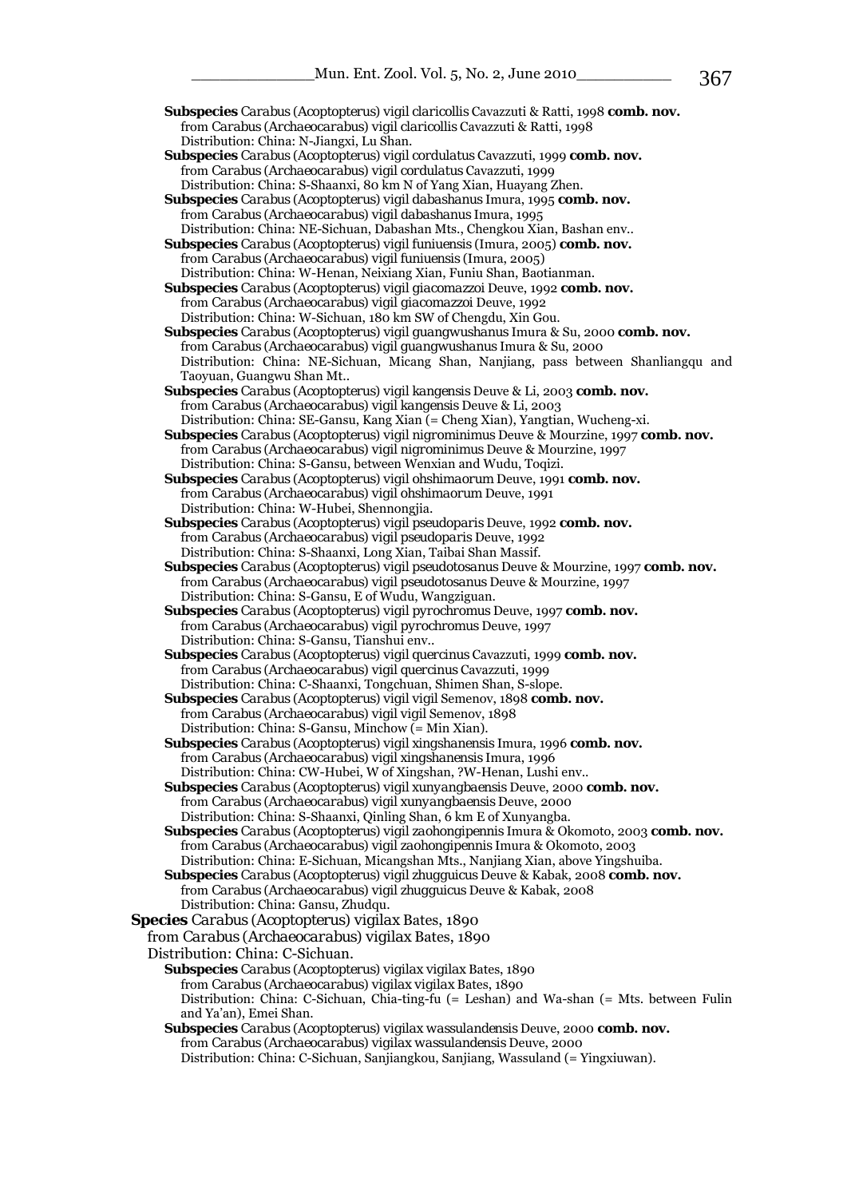**Subspecies** Carabus (Acoptopterus) vigil claricollis Cavazzuti & Ratti, 1998 **comb. nov.**
from Carabus (Archaeocarabus) vigil claricollis Cavazzuti & Ratti, 1998
Distribution: China: N-Jiangxi, Lu Shan.

**Subspecies** Carabus (Acoptopterus) vigil cordulatus Cavazzuti, 1999 **comb. nov.**
from Carabus (Archaeocarabus) vigil cordulatus Cavazzuti, 1999
Distribution: China: S-Shaanxi, 80 km N of Yang Xian, Huayang Zhen.

**Subspecies** Carabus (Acoptopterus) vigil dabashanus Imura, 1995 **comb. nov.**
from Carabus (Archaeocarabus) vigil dabashanus Imura, 1995
Distribution: China: NE-Sichuan, Dabashan Mts., Chengkou Xian, Bashan env..

**Subspecies** Carabus (Acoptopterus) vigil funiuensis (Imura, 2005) **comb. nov.**
from Carabus (Archaeocarabus) vigil funiuensis (Imura, 2005)
Distribution: China: W-Henan, Neixiang Xian, Funiu Shan, Baotianman.

**Subspecies** Carabus (Acoptopterus) vigil giacomazzoi Deuve, 1992 **comb. nov.**
from Carabus (Archaeocarabus) vigil giacomazzoi Deuve, 1992
Distribution: China: W-Sichuan, 180 km SW of Chengdu, Xin Gou.

**Subspecies** Carabus (Acoptopterus) vigil guangwushanus Imura & Su, 2000 **comb. nov.**
from Carabus (Archaeocarabus) vigil guangwushanus Imura & Su, 2000
Distribution: China: NE-Sichuan, Micang Shan, Nanjiang, pass between Shanliangqu and Taoyuan, Guangwu Shan Mt..

**Subspecies** Carabus (Acoptopterus) vigil kangensis Deuve & Li, 2003 **comb. nov.**
from Carabus (Archaeocarabus) vigil kangensis Deuve & Li, 2003
Distribution: China: SE-Gansu, Kang Xian (= Cheng Xian), Yangtian, Wucheng-xi.

**Subspecies** Carabus (Acoptopterus) vigil nigrominimus Deuve & Mourzine, 1997 **comb. nov.**
from Carabus (Archaeocarabus) vigil nigrominimus Deuve & Mourzine, 1997
Distribution: China: S-Gansu, between Wenxian and Wudu, Toqizi.

**Subspecies** Carabus (Acoptopterus) vigil ohshimaorum Deuve, 1991 **comb. nov.**
from Carabus (Archaeocarabus) vigil ohshimaorum Deuve, 1991
Distribution: China: W-Hubei, Shennongjia.

**Subspecies** Carabus (Acoptopterus) vigil pseudoparis Deuve, 1992 **comb. nov.**
from Carabus (Archaeocarabus) vigil pseudoparis Deuve, 1992
Distribution: China: S-Shaanxi, Long Xian, Taibai Shan Massif.

**Subspecies** Carabus (Acoptopterus) vigil pseudotosanus Deuve & Mourzine, 1997 **comb. nov.**
from Carabus (Archaeocarabus) vigil pseudotosanus Deuve & Mourzine, 1997
Distribution: China: S-Gansu, E of Wudu, Wangziguan.

**Subspecies** Carabus (Acoptopterus) vigil pyrochromus Deuve, 1997 **comb. nov.**
from Carabus (Archaeocarabus) vigil pyrochromus Deuve, 1997
Distribution: China: S-Gansu, Tianshui env..

**Subspecies** Carabus (Acoptopterus) vigil quercinus Cavazzuti, 1999 **comb. nov.**
from Carabus (Archaeocarabus) vigil quercinus Cavazzuti, 1999
Distribution: China: C-Shaanxi, Tongchuan, Shimen Shan, S-slope.

**Subspecies** Carabus (Acoptopterus) vigil vigil Semenov, 1898 **comb. nov.**
from Carabus (Archaeocarabus) vigil vigil Semenov, 1898
Distribution: China: S-Gansu, Minchow (= Min Xian).

**Subspecies** Carabus (Acoptopterus) vigil xingshanensis Imura, 1996 **comb. nov.**
from Carabus (Archaeocarabus) vigil xingshanensis Imura, 1996
Distribution: China: CW-Hubei, W of Xingshan, ?W-Henan, Lushi env..

**Subspecies** Carabus (Acoptopterus) vigil xunyangbaensis Deuve, 2000 **comb. nov.**
from Carabus (Archaeocarabus) vigil xunyangbaensis Deuve, 2000
Distribution: China: S-Shaanxi, Qinling Shan, 6 km E of Xunyangba.

**Subspecies** Carabus (Acoptopterus) vigil zaohongipennis Imura & Okomoto, 2003 **comb. nov.**
from Carabus (Archaeocarabus) vigil zaohongipennis Imura & Okomoto, 2003
Distribution: China: E-Sichuan, Micangshan Mts., Nanjiang Xian, above Yingshuiba.

**Subspecies** Carabus (Acoptopterus) vigil zhugguicus Deuve & Kabak, 2008 **comb. nov.**
from Carabus (Archaeocarabus) vigil zhugguicus Deuve & Kabak, 2008
Distribution: China: Gansu, Zhudqu.

**Species** Carabus (Acoptopterus) vigilax Bates, 1890
from Carabus (Archaeocarabus) vigilax Bates, 1890
Distribution: China: C-Sichuan.

**Subspecies** Carabus (Acoptopterus) vigilax vigilax Bates, 1890
from Carabus (Archaeocarabus) vigilax vigilax Bates, 1890
Distribution: China: C-Sichuan, Chia-ting-fu (= Leshan) and Wa-shan (= Mts. between Fulin and Ya'an), Emei Shan.

**Subspecies** Carabus (Acoptopterus) vigilax wassulandensis Deuve, 2000 **comb. nov.**
from Carabus (Archaeocarabus) vigilax wassulandensis Deuve, 2000
Distribution: China: C-Sichuan, Sanjiangkou, Sanjiang, Wassuland (= Yingxiuwan).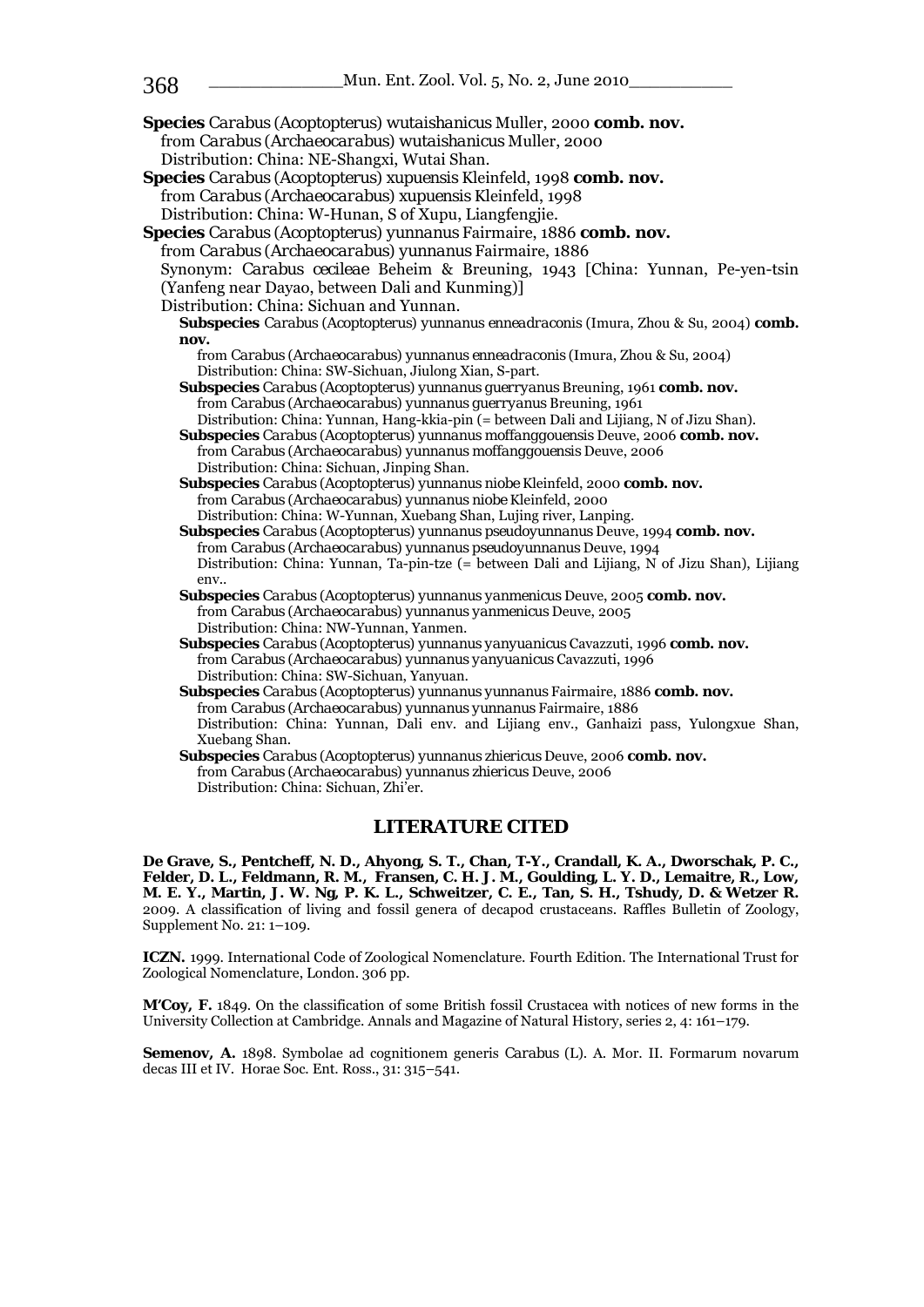**Species** *Carabus* (*Acoptopterus*) *wutaishanicus* Muller, 2000 **comb. nov.**
from *Carabus* (*Archaeocarabus*) *wutaishanicus* Muller, 2000
Distribution: China: NE-Shangxi, Wutai Shan.

**Species** *Carabus* (*Acoptopterus*) *xupuensis* Kleinfeld, 1998 **comb. nov.**
from *Carabus* (*Archaeocarabus*) *xupuensis* Kleinfeld, 1998
Distribution: China: W-Hunan, S of Xupu, Liangfengjie.

**Species** *Carabus* (*Acoptopterus*) *yunnanus* Fairmaire, 1886 **comb. nov.**
from *Carabus* (*Archaeocarabus*) *yunnanus* Fairmaire, 1886
Synonym: *Carabus cecileae* Beheim & Breuning, 1943 [China: Yunnan, Pe-yen-tsin (Yanfeng near Dayao, between Dali and Kunming)]
Distribution: China: Sichuan and Yunnan.

**Subspecies** *Carabus* (*Acoptopterus*) *yunnanus enneadraconis* (Imura, Zhou & Su, 2004) **comb. nov.**
from *Carabus* (*Archaeocarabus*) *yunnanus enneadraconis* (Imura, Zhou & Su, 2004)
Distribution: China: SW-Sichuan, Jiulong Xian, S-part.

**Subspecies** *Carabus* (*Acoptopterus*) *yunnanus guerryanus* Breuning, 1961 **comb. nov.**
from *Carabus* (*Archaeocarabus*) *yunnanus guerryanus* Breuning, 1961
Distribution: China: Yunnan, Hang-kkia-pin (= between Dali and Lijiang, N of Jizu Shan).

**Subspecies** *Carabus* (*Acoptopterus*) *yunnanus moffanggouensis* Deuve, 2006 **comb. nov.**
from *Carabus* (*Archaeocarabus*) *yunnanus moffanggouensis* Deuve, 2006
Distribution: China: Sichuan, Jinping Shan.

**Subspecies** *Carabus* (*Acoptopterus*) *yunnanus niobe* Kleinfeld, 2000 **comb. nov.**
from *Carabus* (*Archaeocarabus*) *yunnanus niobe* Kleinfeld, 2000
Distribution: China: W-Yunnan, Xuebang Shan, Lujing river, Lanping.

**Subspecies** *Carabus* (*Acoptopterus*) *yunnanus pseudoyunnanus* Deuve, 1994 **comb. nov.**
from *Carabus* (*Archaeocarabus*) *yunnanus pseudoyunnanus* Deuve, 1994
Distribution: China: Yunnan, Ta-pin-tze (= between Dali and Lijiang, N of Jizu Shan), Lijiang env..

**Subspecies** *Carabus* (*Acoptopterus*) *yunnanus yanmenicus* Deuve, 2005 **comb. nov.**
from *Carabus* (*Archaeocarabus*) *yunnanus yanmenicus* Deuve, 2005
Distribution: China: NW-Yunnan, Yanmen.

**Subspecies** *Carabus* (*Acoptopterus*) *yunnanus yanyuanicus* Cavazzuti, 1996 **comb. nov.**
from *Carabus* (*Archaeocarabus*) *yunnanus yanyuanicus* Cavazzuti, 1996
Distribution: China: SW-Sichuan, Yanyuan.

**Subspecies** *Carabus* (*Acoptopterus*) *yunnanus yunnanus* Fairmaire, 1886 **comb. nov.**
from *Carabus* (*Archaeocarabus*) *yunnanus yunnanus* Fairmaire, 1886
Distribution: China: Yunnan, Dali env. and Lijiang env., Ganhaizi pass, Yulongxue Shan, Xuebang Shan.

**Subspecies** *Carabus* (*Acoptopterus*) *yunnanus zhiericus* Deuve, 2006 **comb. nov.**
from *Carabus* (*Archaeocarabus*) *yunnanus zhiericus* Deuve, 2006
Distribution: China: Sichuan, Zhi'er.

## LITERATURE CITED

**De Grave, S., Pentcheff, N. D., Ahyong, S. T., Chan, T-Y., Crandall, K. A., Dworschak, P. C., Felder, D. L., Feldmann, R. M., Fransen, C. H. J. M., Goulding, L. Y. D., Lemaitre, R., Low, M. E. Y., Martin, J. W. Ng, P. K. L., Schweitzer, C. E., Tan, S. H., Tshudy, D. & Wetzer R.** 2009. A classification of living and fossil genera of decapod crustaceans. Raffles Bulletin of Zoology, Supplement No. 21: 1–109.

**ICZN.** 1999. International Code of Zoological Nomenclature. Fourth Edition. The International Trust for Zoological Nomenclature, London. 306 pp.

**M'Coy, F.** 1849. On the classification of some British fossil Crustacea with notices of new forms in the University Collection at Cambridge. Annals and Magazine of Natural History, series 2, 4: 161–179.

**Semenov, A.** 1898. Symbolae ad cognitionem generis *Carabus* (L). A. Mor. II. Formarum novarum decas III et IV. Horae Soc. Ent. Ross., 31: 315–541.